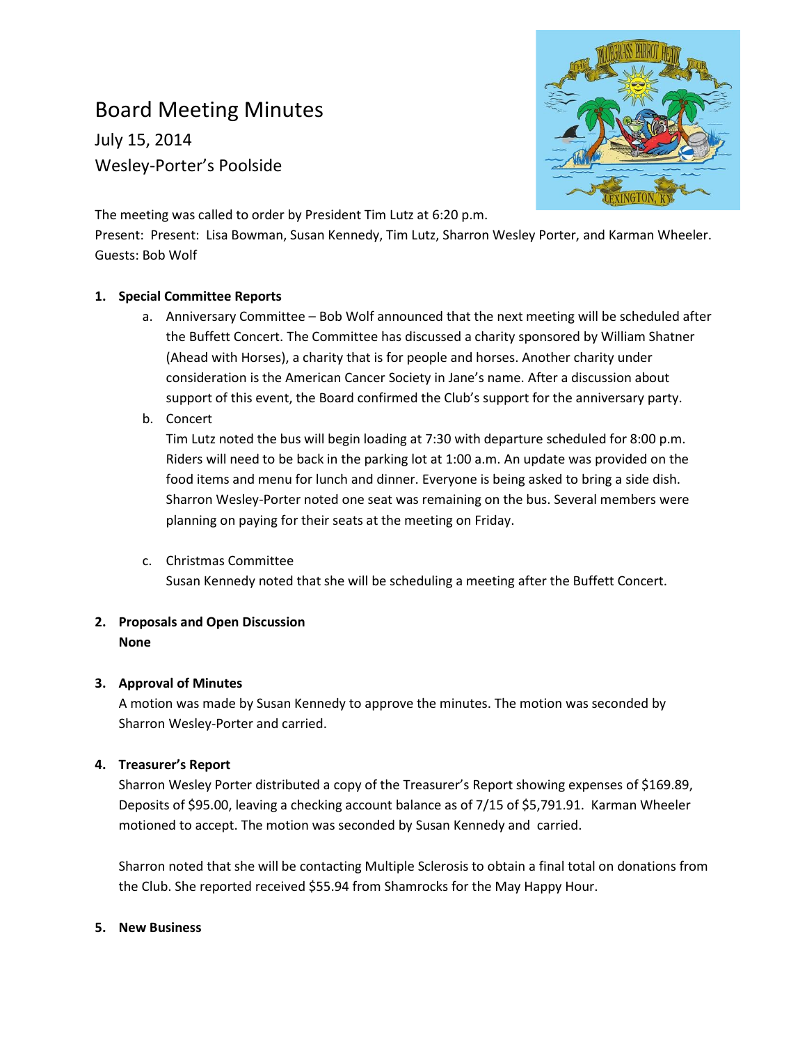# Board Meeting Minutes

July 15, 2014

Wesley-Porter's Poolside

The meeting was called to order by President Tim Lutz at 6:20 p.m.
Present: Present: Lisa Bowman, Susan Kennedy, Tim Lutz, Sharron Wesley Porter, and Karman Wheeler.
Guests: Bob Wolf

1. **Special Committee Reports**
    a. Anniversary Committee – Bob Wolf announced that the next meeting will be scheduled after the Buffett Concert. The Committee has discussed a charity sponsored by William Shatner (Ahead with Horses), a charity that is for people and horses. Another charity under consideration is the American Cancer Society in Jane's name. After a discussion about support of this event, the Board confirmed the Club's support for the anniversary party.
    b. Concert
    Tim Lutz noted the bus will begin loading at 7:30 with departure scheduled for 8:00 p.m. Riders will need to be back in the parking lot at 1:00 a.m. An update was provided on the food items and menu for lunch and dinner. Everyone is being asked to bring a side dish. Sharron Wesley-Porter noted one seat was remaining on the bus. Several members were planning on paying for their seats at the meeting on Friday.
    c. Christmas Committee
    Susan Kennedy noted that she will be scheduling a meeting after the Buffett Concert.

2. **Proposals and Open Discussion**
   **None**

3. **Approval of Minutes**
   A motion was made by Susan Kennedy to approve the minutes. The motion was seconded by Sharron Wesley-Porter and carried.

4. **Treasurer's Report**
   Sharron Wesley Porter distributed a copy of the Treasurer's Report showing expenses of $169.89, Deposits of $95.00, leaving a checking account balance as of 7/15 of $5,791.91. Karman Wheeler motioned to accept. The motion was seconded by Susan Kennedy and carried.

   Sharron noted that she will be contacting Multiple Sclerosis to obtain a final total on donations from the Club. She reported received $55.94 from Shamrocks for the May Happy Hour.

5. **New Business**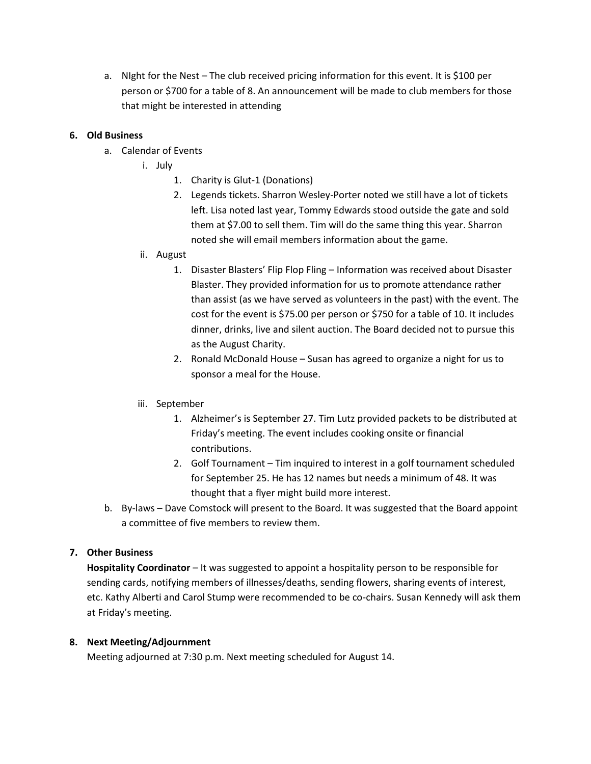a. NIght for the Nest – The club received pricing information for this event. It is $100 per person or $700 for a table of 8. An announcement will be made to club members for those that might be interested in attending

**6. Old Business**

a. Calendar of Events

i. July

1. Charity is Glut-1 (Donations)
2. Legends tickets. Sharron Wesley-Porter noted we still have a lot of tickets left. Lisa noted last year, Tommy Edwards stood outside the gate and sold them at $7.00 to sell them. Tim will do the same thing this year. Sharron noted she will email members information about the game.

ii. August

1. Disaster Blasters' Flip Flop Fling – Information was received about Disaster Blaster. They provided information for us to promote attendance rather than assist (as we have served as volunteers in the past) with the event. The cost for the event is $75.00 per person or $750 for a table of 10. It includes dinner, drinks, live and silent auction. The Board decided not to pursue this as the August Charity.
2. Ronald McDonald House – Susan has agreed to organize a night for us to sponsor a meal for the House.

iii. September

1. Alzheimer's is September 27. Tim Lutz provided packets to be distributed at Friday's meeting. The event includes cooking onsite or financial contributions.
2. Golf Tournament – Tim inquired to interest in a golf tournament scheduled for September 25. He has 12 names but needs a minimum of 48. It was thought that a flyer might build more interest.

b. By-laws – Dave Comstock will present to the Board. It was suggested that the Board appoint a committee of five members to review them.

**7. Other Business**

**Hospitality Coordinator** – It was suggested to appoint a hospitality person to be responsible for sending cards, notifying members of illnesses/deaths, sending flowers, sharing events of interest, etc. Kathy Alberti and Carol Stump were recommended to be co-chairs. Susan Kennedy will ask them at Friday's meeting.

**8. Next Meeting/Adjournment**

Meeting adjourned at 7:30 p.m. Next meeting scheduled for August 14.